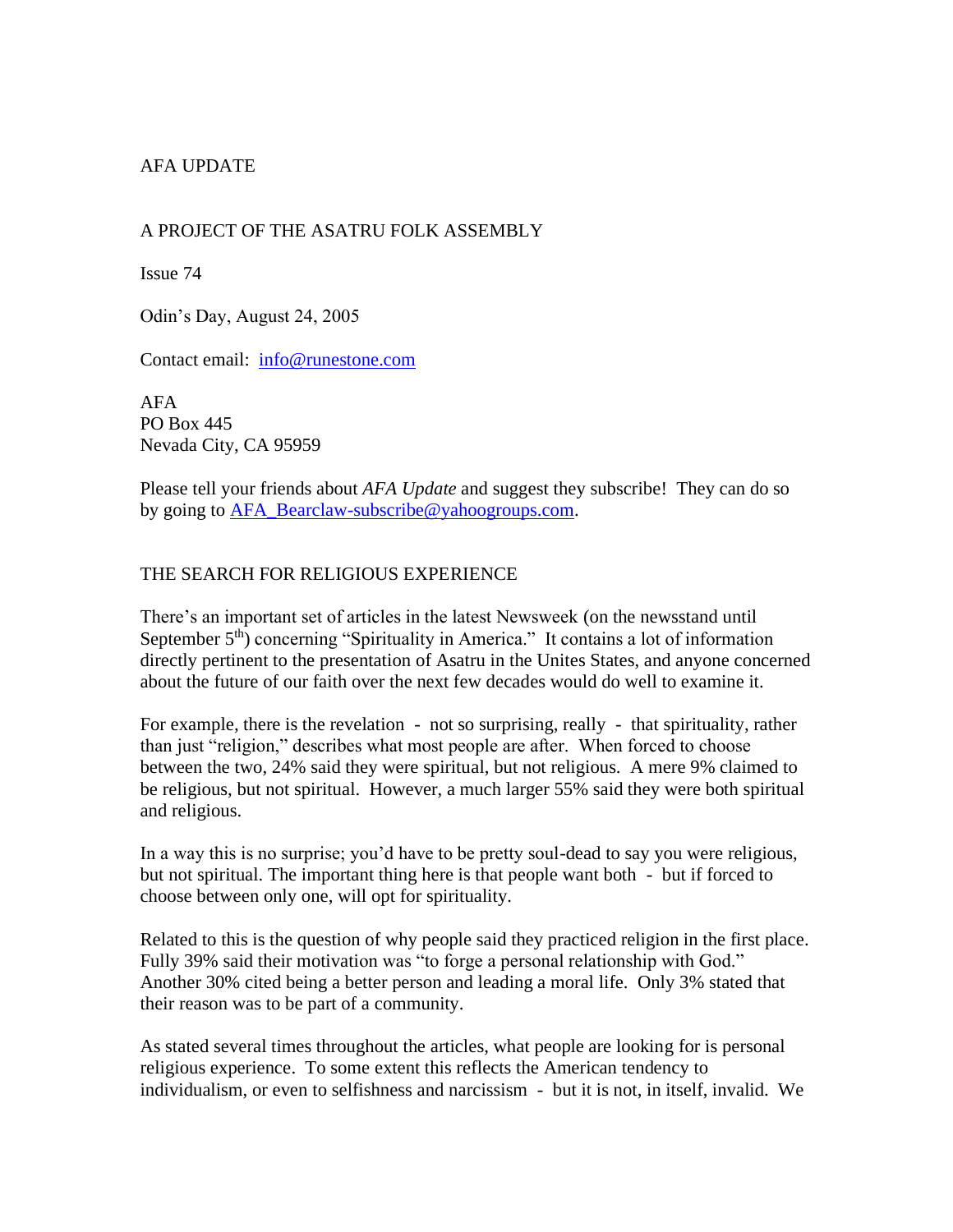AFA UPDATE

A PROJECT OF THE ASATRU FOLK ASSEMBLY

Issue 74

Odin's Day, August 24, 2005

Contact email: info@runestone.com

AFA
PO Box 445
Nevada City, CA 95959

Please tell your friends about *AFA Update* and suggest they subscribe! They can do so by going to AFA_Bearclaw-subscribe@yahoogroups.com.

## THE SEARCH FOR RELIGIOUS EXPERIENCE

There's an important set of articles in the latest Newsweek (on the newsstand until September 5th) concerning "Spirituality in America." It contains a lot of information directly pertinent to the presentation of Asatru in the Unites States, and anyone concerned about the future of our faith over the next few decades would do well to examine it.

For example, there is the revelation - not so surprising, really - that spirituality, rather than just "religion," describes what most people are after. When forced to choose between the two, 24% said they were spiritual, but not religious. A mere 9% claimed to be religious, but not spiritual. However, a much larger 55% said they were both spiritual and religious.

In a way this is no surprise; you'd have to be pretty soul-dead to say you were religious, but not spiritual. The important thing here is that people want both - but if forced to choose between only one, will opt for spirituality.

Related to this is the question of why people said they practiced religion in the first place. Fully 39% said their motivation was "to forge a personal relationship with God." Another 30% cited being a better person and leading a moral life. Only 3% stated that their reason was to be part of a community.

As stated several times throughout the articles, what people are looking for is personal religious experience. To some extent this reflects the American tendency to individualism, or even to selfishness and narcissism - but it is not, in itself, invalid. We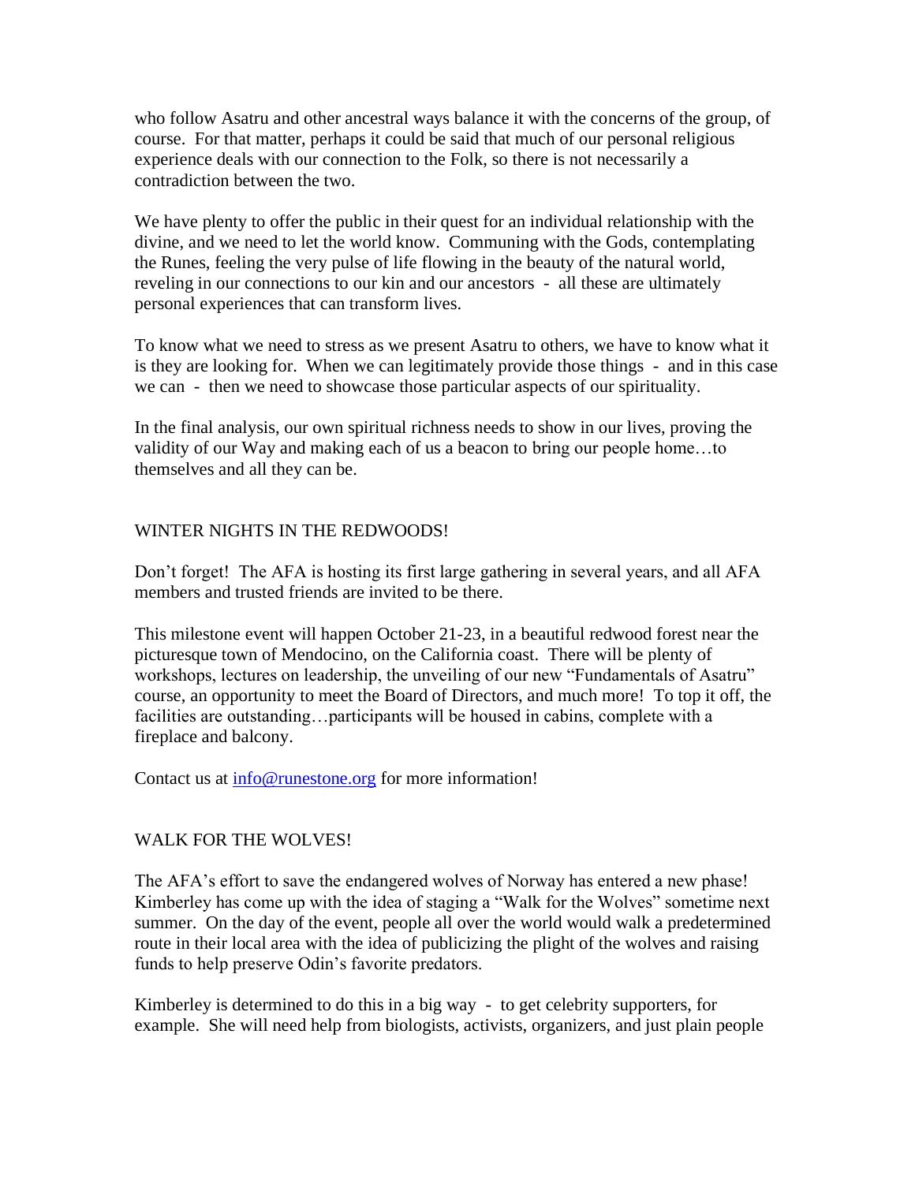who follow Asatru and other ancestral ways balance it with the concerns of the group, of course. For that matter, perhaps it could be said that much of our personal religious experience deals with our connection to the Folk, so there is not necessarily a contradiction between the two.

We have plenty to offer the public in their quest for an individual relationship with the divine, and we need to let the world know. Communing with the Gods, contemplating the Runes, feeling the very pulse of life flowing in the beauty of the natural world, reveling in our connections to our kin and our ancestors - all these are ultimately personal experiences that can transform lives.

To know what we need to stress as we present Asatru to others, we have to know what it is they are looking for. When we can legitimately provide those things - and in this case we can - then we need to showcase those particular aspects of our spirituality.

In the final analysis, our own spiritual richness needs to show in our lives, proving the validity of our Way and making each of us a beacon to bring our people home…to themselves and all they can be.

## WINTER NIGHTS IN THE REDWOODS!

Don't forget! The AFA is hosting its first large gathering in several years, and all AFA members and trusted friends are invited to be there.

This milestone event will happen October 21-23, in a beautiful redwood forest near the picturesque town of Mendocino, on the California coast. There will be plenty of workshops, lectures on leadership, the unveiling of our new "Fundamentals of Asatru" course, an opportunity to meet the Board of Directors, and much more! To top it off, the facilities are outstanding…participants will be housed in cabins, complete with a fireplace and balcony.

Contact us at info@runestone.org for more information!

## WALK FOR THE WOLVES!

The AFA's effort to save the endangered wolves of Norway has entered a new phase! Kimberley has come up with the idea of staging a "Walk for the Wolves" sometime next summer. On the day of the event, people all over the world would walk a predetermined route in their local area with the idea of publicizing the plight of the wolves and raising funds to help preserve Odin's favorite predators.

Kimberley is determined to do this in a big way - to get celebrity supporters, for example. She will need help from biologists, activists, organizers, and just plain people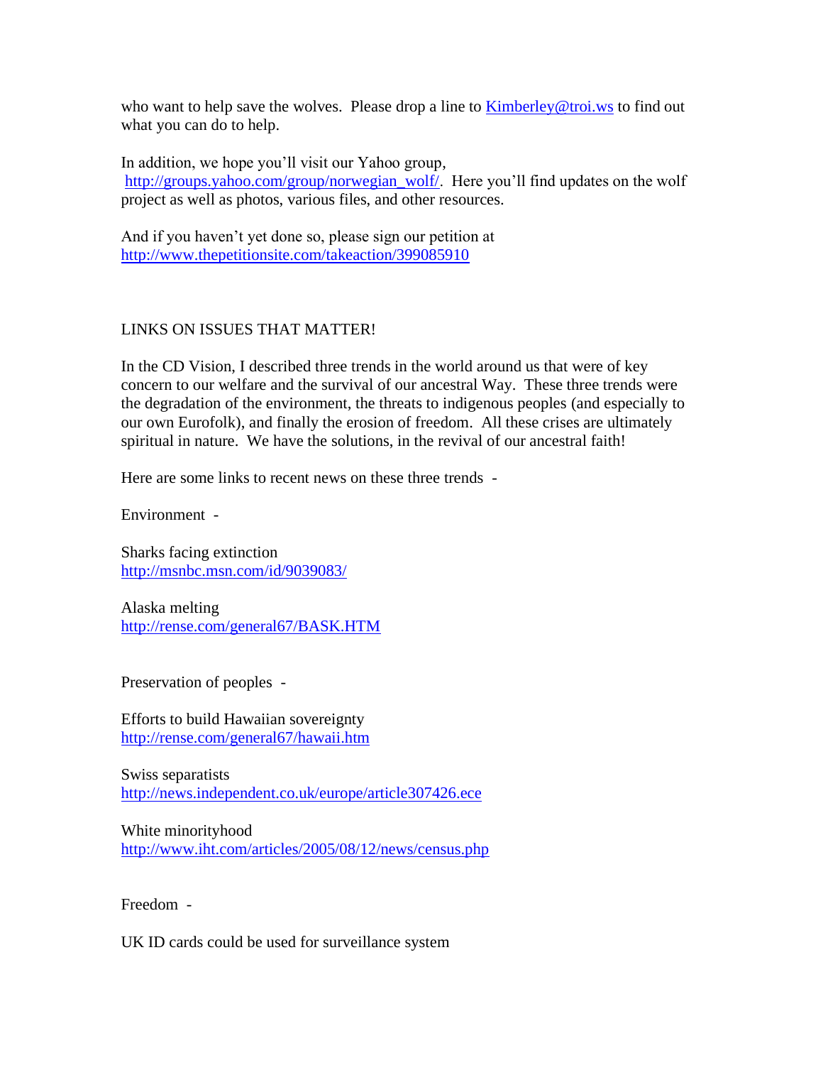who want to help save the wolves. Please drop a line to Kimberley@troi.ws to find out what you can do to help.

In addition, we hope you'll visit our Yahoo group, http://groups.yahoo.com/group/norwegian_wolf/. Here you'll find updates on the wolf project as well as photos, various files, and other resources.

And if you haven't yet done so, please sign our petition at http://www.thepetitionsite.com/takeaction/399085910

LINKS ON ISSUES THAT MATTER!

In the CD Vision, I described three trends in the world around us that were of key concern to our welfare and the survival of our ancestral Way. These three trends were the degradation of the environment, the threats to indigenous peoples (and especially to our own Eurofolk), and finally the erosion of freedom. All these crises are ultimately spiritual in nature. We have the solutions, in the revival of our ancestral faith!

Here are some links to recent news on these three trends -

Environment -

Sharks facing extinction
http://msnbc.msn.com/id/9039083/

Alaska melting
http://rense.com/general67/BASK.HTM

Preservation of peoples -

Efforts to build Hawaiian sovereignty
http://rense.com/general67/hawaii.htm

Swiss separatists
http://news.independent.co.uk/europe/article307426.ece

White minorityhood
http://www.iht.com/articles/2005/08/12/news/census.php

Freedom -

UK ID cards could be used for surveillance system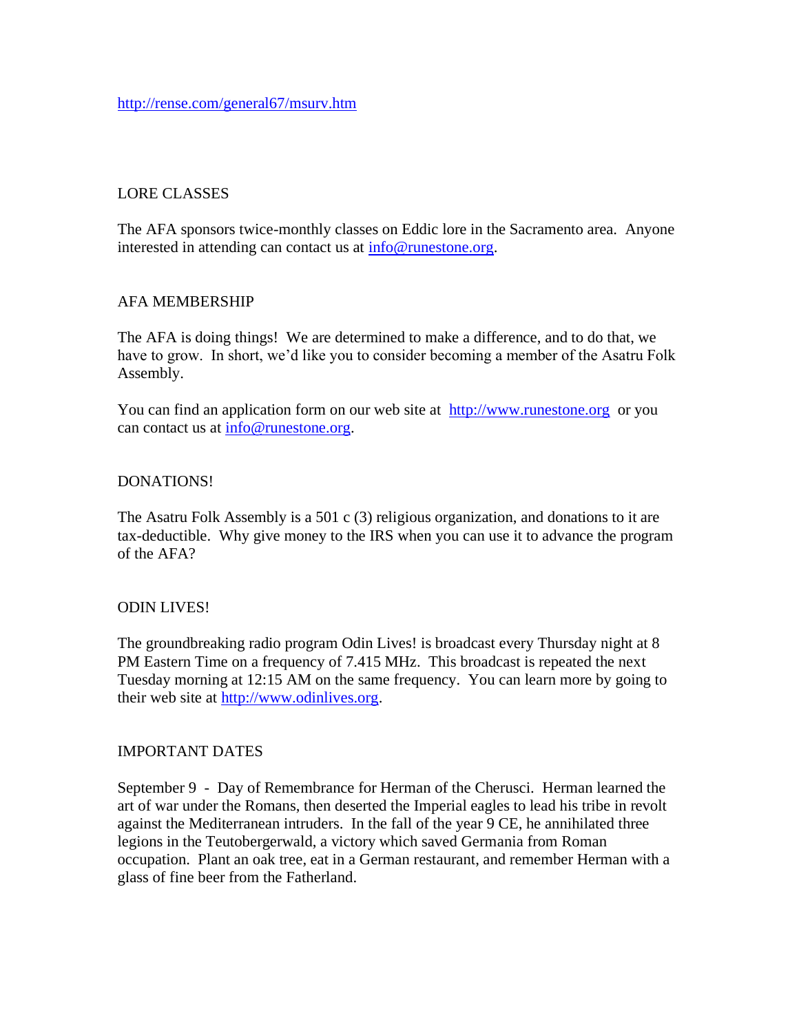http://rense.com/general67/msurv.htm

LORE CLASSES

The AFA sponsors twice-monthly classes on Eddic lore in the Sacramento area. Anyone interested in attending can contact us at info@runestone.org.

AFA MEMBERSHIP

The AFA is doing things! We are determined to make a difference, and to do that, we have to grow. In short, we'd like you to consider becoming a member of the Asatru Folk Assembly.

You can find an application form on our web site at http://www.runestone.org or you can contact us at info@runestone.org.

DONATIONS!

The Asatru Folk Assembly is a 501 c (3) religious organization, and donations to it are tax-deductible. Why give money to the IRS when you can use it to advance the program of the AFA?

ODIN LIVES!

The groundbreaking radio program Odin Lives! is broadcast every Thursday night at 8 PM Eastern Time on a frequency of 7.415 MHz. This broadcast is repeated the next Tuesday morning at 12:15 AM on the same frequency. You can learn more by going to their web site at http://www.odinlives.org.

IMPORTANT DATES

September 9 - Day of Remembrance for Herman of the Cherusci. Herman learned the art of war under the Romans, then deserted the Imperial eagles to lead his tribe in revolt against the Mediterranean intruders. In the fall of the year 9 CE, he annihilated three legions in the Teutobergerwald, a victory which saved Germania from Roman occupation. Plant an oak tree, eat in a German restaurant, and remember Herman with a glass of fine beer from the Fatherland.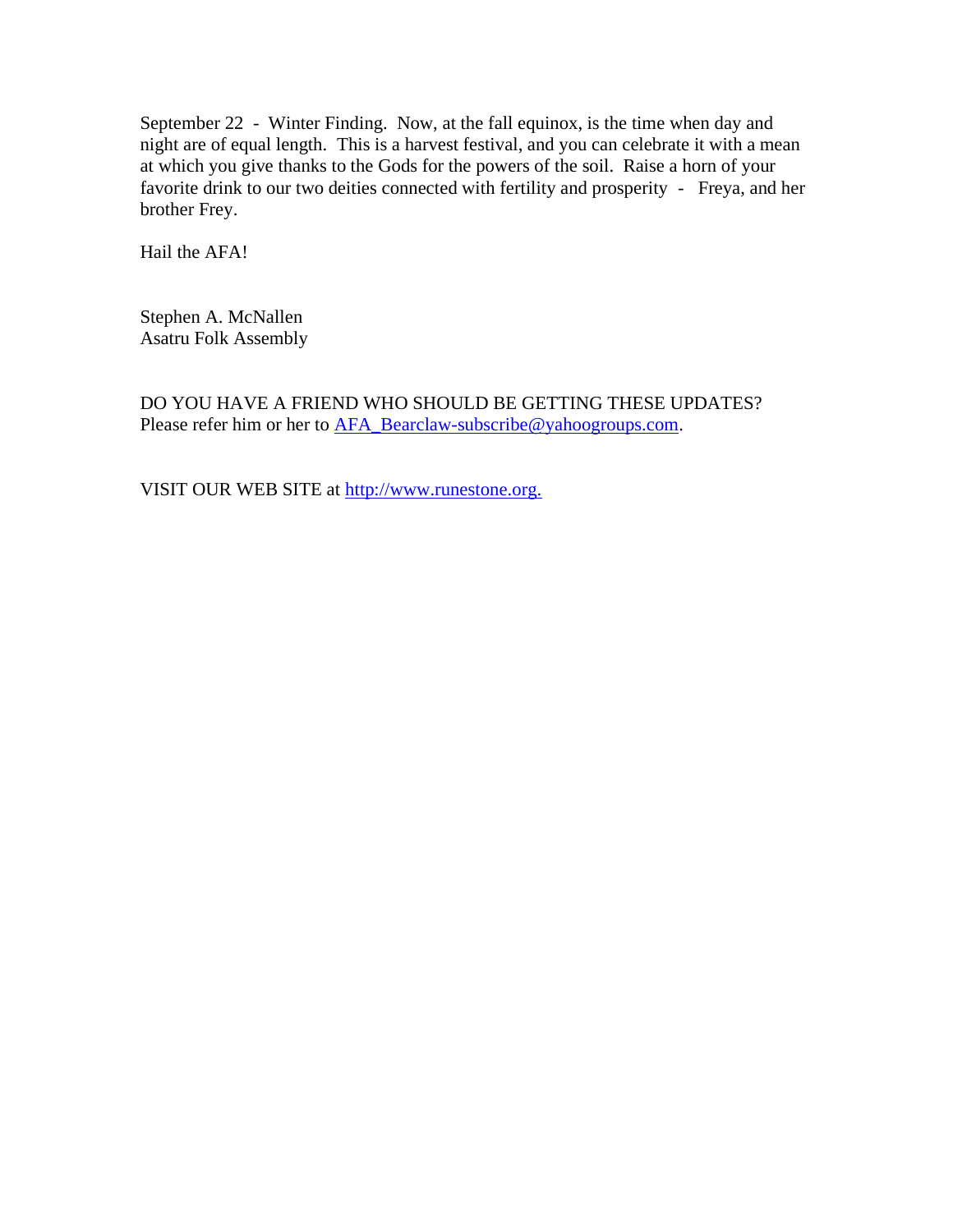September 22 - Winter Finding. Now, at the fall equinox, is the time when day and night are of equal length. This is a harvest festival, and you can celebrate it with a mean at which you give thanks to the Gods for the powers of the soil. Raise a horn of your favorite drink to our two deities connected with fertility and prosperity - Freya, and her brother Frey.

Hail the AFA!

Stephen A. McNallen
Asatru Folk Assembly

DO YOU HAVE A FRIEND WHO SHOULD BE GETTING THESE UPDATES?
Please refer him or her to AFA_Bearclaw-subscribe@yahoogroups.com.

VISIT OUR WEB SITE at http://www.runestone.org.